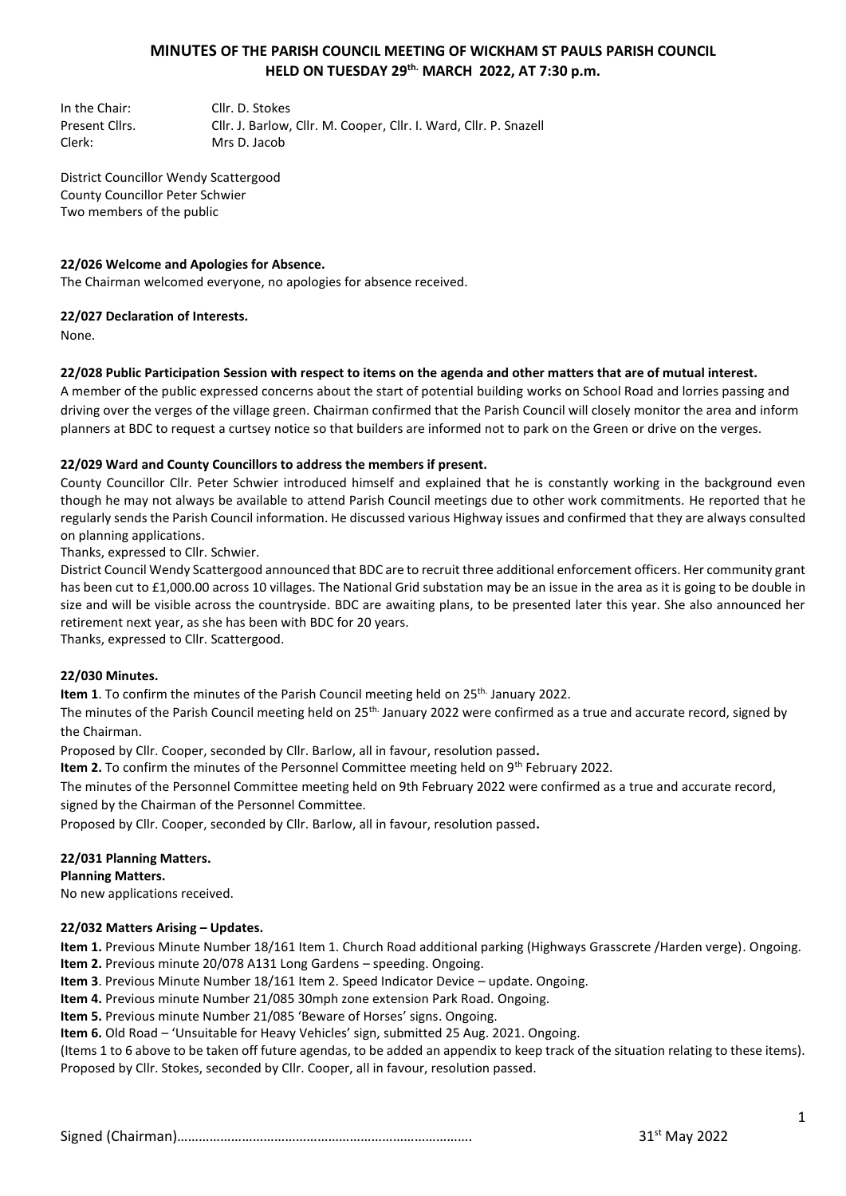# MINUTES OF THE PARISH COUNCIL MEETING OF WICKHAM ST PAULS PARISH COUNCIL HELD ON TUESDAY 29th. MARCH 2022, AT 7:30 p.m.

In the Chair: Cllr. D. Stokes
Present Cllrs. Cllr. J. Barlow, Cllr. M. Cooper, Cllr. I. Ward, Cllr. P. Snazell
Clerk: Mrs D. Jacob

District Councillor Wendy Scattergood
County Councillor Peter Schwier
Two members of the public

**22/026 Welcome and Apologies for Absence.**

The Chairman welcomed everyone, no apologies for absence received.

**22/027 Declaration of Interests.**

None.

**22/028 Public Participation Session with respect to items on the agenda and other matters that are of mutual interest.**

A member of the public expressed concerns about the start of potential building works on School Road and lorries passing and driving over the verges of the village green. Chairman confirmed that the Parish Council will closely monitor the area and inform planners at BDC to request a curtsey notice so that builders are informed not to park on the Green or drive on the verges.

**22/029 Ward and County Councillors to address the members if present.**

County Councillor Cllr. Peter Schwier introduced himself and explained that he is constantly working in the background even though he may not always be available to attend Parish Council meetings due to other work commitments. He reported that he regularly sends the Parish Council information. He discussed various Highway issues and confirmed that they are always consulted on planning applications.

Thanks, expressed to Cllr. Schwier.

District Council Wendy Scattergood announced that BDC are to recruit three additional enforcement officers. Her community grant has been cut to £1,000.00 across 10 villages. The National Grid substation may be an issue in the area as it is going to be double in size and will be visible across the countryside. BDC are awaiting plans, to be presented later this year. She also announced her retirement next year, as she has been with BDC for 20 years.

Thanks, expressed to Cllr. Scattergood.

**22/030 Minutes.**

**Item 1**. To confirm the minutes of the Parish Council meeting held on 25th. January 2022.

The minutes of the Parish Council meeting held on 25th. January 2022 were confirmed as a true and accurate record, signed by the Chairman.

Proposed by Cllr. Cooper, seconded by Cllr. Barlow, all in favour, resolution passed**.**

**Item 2.** To confirm the minutes of the Personnel Committee meeting held on 9th February 2022.

The minutes of the Personnel Committee meeting held on 9th February 2022 were confirmed as a true and accurate record, signed by the Chairman of the Personnel Committee.

Proposed by Cllr. Cooper, seconded by Cllr. Barlow, all in favour, resolution passed**.**

**22/031 Planning Matters.**

**Planning Matters.**

No new applications received.

**22/032 Matters Arising – Updates.**

**Item 1.** Previous Minute Number 18/161 Item 1. Church Road additional parking (Highways Grasscrete /Harden verge). Ongoing.

**Item 2.** Previous minute 20/078 A131 Long Gardens – speeding. Ongoing.

**Item 3**. Previous Minute Number 18/161 Item 2. Speed Indicator Device – update. Ongoing.

**Item 4.** Previous minute Number 21/085 30mph zone extension Park Road. Ongoing.

**Item 5.** Previous minute Number 21/085 'Beware of Horses' signs. Ongoing.

**Item 6.** Old Road – 'Unsuitable for Heavy Vehicles' sign, submitted 25 Aug. 2021. Ongoing.

(Items 1 to 6 above to be taken off future agendas, to be added an appendix to keep track of the situation relating to these items).
Proposed by Cllr. Stokes, seconded by Cllr. Cooper, all in favour, resolution passed.

Signed (Chairman)……………………………………………………………………. 31st May 2022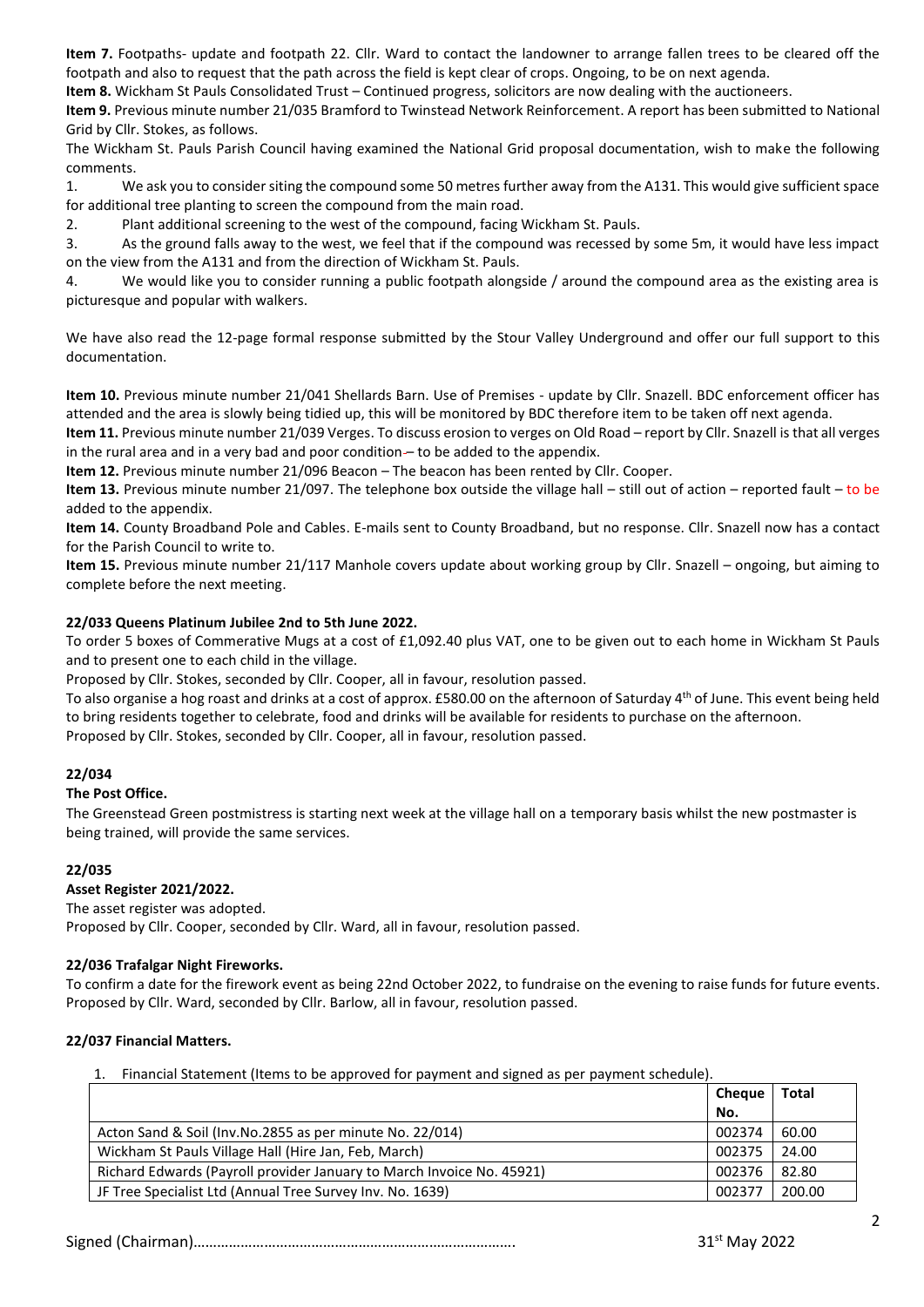**Item 7.** Footpaths- update and footpath 22. Cllr. Ward to contact the landowner to arrange fallen trees to be cleared off the footpath and also to request that the path across the field is kept clear of crops. Ongoing, to be on next agenda.

**Item 8.** Wickham St Pauls Consolidated Trust – Continued progress, solicitors are now dealing with the auctioneers.

**Item 9.** Previous minute number 21/035 Bramford to Twinstead Network Reinforcement. A report has been submitted to National Grid by Cllr. Stokes, as follows.

The Wickham St. Pauls Parish Council having examined the National Grid proposal documentation, wish to make the following comments.

1. We ask you to consider siting the compound some 50 metres further away from the A131. This would give sufficient space for additional tree planting to screen the compound from the main road.
2. Plant additional screening to the west of the compound, facing Wickham St. Pauls.
3. As the ground falls away to the west, we feel that if the compound was recessed by some 5m, it would have less impact on the view from the A131 and from the direction of Wickham St. Pauls.
4. We would like you to consider running a public footpath alongside / around the compound area as the existing area is picturesque and popular with walkers.

We have also read the 12-page formal response submitted by the Stour Valley Underground and offer our full support to this documentation.

**Item 10.** Previous minute number 21/041 Shellards Barn. Use of Premises - update by Cllr. Snazell. BDC enforcement officer has attended and the area is slowly being tidied up, this will be monitored by BDC therefore item to be taken off next agenda.

**Item 11.** Previous minute number 21/039 Verges. To discuss erosion to verges on Old Road – report by Cllr. Snazell is that all verges in the rural area and in a very bad and poor condition – to be added to the appendix.

**Item 12.** Previous minute number 21/096 Beacon – The beacon has been rented by Cllr. Cooper.

**Item 13.** Previous minute number 21/097. The telephone box outside the village hall – still out of action – reported fault – to be added to the appendix.

**Item 14.** County Broadband Pole and Cables. E-mails sent to County Broadband, but no response. Cllr. Snazell now has a contact for the Parish Council to write to.

**Item 15.** Previous minute number 21/117 Manhole covers update about working group by Cllr. Snazell – ongoing, but aiming to complete before the next meeting.

**22/033 Queens Platinum Jubilee 2nd to 5th June 2022.**

To order 5 boxes of Commerative Mugs at a cost of £1,092.40 plus VAT, one to be given out to each home in Wickham St Pauls and to present one to each child in the village.

Proposed by Cllr. Stokes, seconded by Cllr. Cooper, all in favour, resolution passed.

To also organise a hog roast and drinks at a cost of approx. £580.00 on the afternoon of Saturday 4th of June. This event being held to bring residents together to celebrate, food and drinks will be available for residents to purchase on the afternoon.

Proposed by Cllr. Stokes, seconded by Cllr. Cooper, all in favour, resolution passed.

**22/034**

**The Post Office.**

The Greenstead Green postmistress is starting next week at the village hall on a temporary basis whilst the new postmaster is being trained, will provide the same services.

**22/035**

**Asset Register 2021/2022.**

The asset register was adopted.

Proposed by Cllr. Cooper, seconded by Cllr. Ward, all in favour, resolution passed.

**22/036 Trafalgar Night Fireworks.**

To confirm a date for the firework event as being 22nd October 2022, to fundraise on the evening to raise funds for future events.

Proposed by Cllr. Ward, seconded by Cllr. Barlow, all in favour, resolution passed.

**22/037 Financial Matters.**

1. Financial Statement (Items to be approved for payment and signed as per payment schedule).

| | Cheque No. | Total |
|---|---|---|
| Acton Sand & Soil (Inv.No.2855 as per minute No. 22/014) | 002374 | 60.00 |
| Wickham St Pauls Village Hall (Hire Jan, Feb, March) | 002375 | 24.00 |
| Richard Edwards (Payroll provider January to March Invoice No. 45921) | 002376 | 82.80 |
| JF Tree Specialist Ltd (Annual Tree Survey Inv. No. 1639) | 002377 | 200.00 |

Signed (Chairman)……………………………………………………………………. 31st May 2022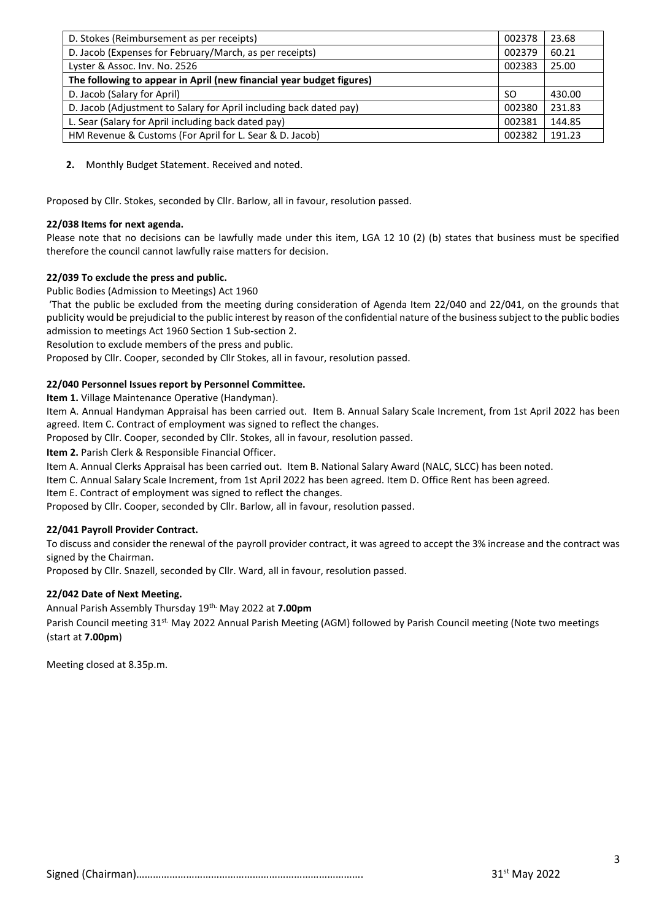| | | |
|---|---|---|
| D. Stokes (Reimbursement as per receipts) | 002378 | 23.68 |
| D. Jacob (Expenses for February/March, as per receipts) | 002379 | 60.21 |
| Lyster & Assoc. Inv. No. 2526 | 002383 | 25.00 |
| **The following to appear in April (new financial year budget figures)** | | |
| D. Jacob (Salary for April) | SO | 430.00 |
| D. Jacob (Adjustment to Salary for April including back dated pay) | 002380 | 231.83 |
| L. Sear (Salary for April including back dated pay) | 002381 | 144.85 |
| HM Revenue & Customs (For April for L. Sear & D. Jacob) | 002382 | 191.23 |

**2.** Monthly Budget Statement. Received and noted.

Proposed by Cllr. Stokes, seconded by Cllr. Barlow, all in favour, resolution passed.

**22/038 Items for next agenda.**

Please note that no decisions can be lawfully made under this item, LGA 12 10 (2) (b) states that business must be specified therefore the council cannot lawfully raise matters for decision.

**22/039 To exclude the press and public.**

Public Bodies (Admission to Meetings) Act 1960

'That the public be excluded from the meeting during consideration of Agenda Item 22/040 and 22/041, on the grounds that publicity would be prejudicial to the public interest by reason of the confidential nature of the business subject to the public bodies admission to meetings Act 1960 Section 1 Sub-section 2.

Resolution to exclude members of the press and public.

Proposed by Cllr. Cooper, seconded by Cllr Stokes, all in favour, resolution passed.

**22/040 Personnel Issues report by Personnel Committee.**

**Item 1.** Village Maintenance Operative (Handyman).

Item A. Annual Handyman Appraisal has been carried out. Item B. Annual Salary Scale Increment, from 1st April 2022 has been agreed. Item C. Contract of employment was signed to reflect the changes.

Proposed by Cllr. Cooper, seconded by Cllr. Stokes, all in favour, resolution passed.

**Item 2.** Parish Clerk & Responsible Financial Officer.

Item A. Annual Clerks Appraisal has been carried out. Item B. National Salary Award (NALC, SLCC) has been noted.

Item C. Annual Salary Scale Increment, from 1st April 2022 has been agreed. Item D. Office Rent has been agreed.

Item E. Contract of employment was signed to reflect the changes.

Proposed by Cllr. Cooper, seconded by Cllr. Barlow, all in favour, resolution passed.

**22/041 Payroll Provider Contract.**

To discuss and consider the renewal of the payroll provider contract, it was agreed to accept the 3% increase and the contract was signed by the Chairman.

Proposed by Cllr. Snazell, seconded by Cllr. Ward, all in favour, resolution passed.

**22/042 Date of Next Meeting.**

Annual Parish Assembly Thursday 19th May 2022 at **7.00pm**

Parish Council meeting 31st May 2022 Annual Parish Meeting (AGM) followed by Parish Council meeting (Note two meetings (start at **7.00pm**)

Meeting closed at 8.35p.m.

Signed (Chairman)……………………………………………………………………… 31st May 2022